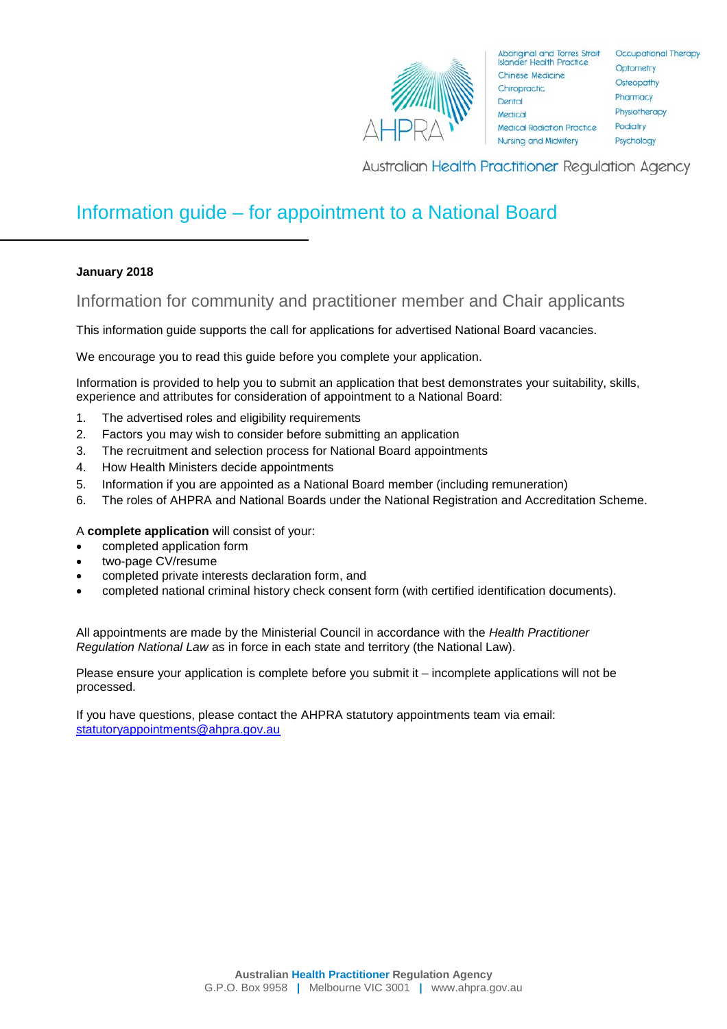# Information guide – for appointment to a National Board

**January 2018**

## Information for community and practitioner member and Chair applicants

This information guide supports the call for applications for advertised National Board vacancies.

We encourage you to read this guide before you complete your application.

Information is provided to help you to submit an application that best demonstrates your suitability, skills, experience and attributes for consideration of appointment to a National Board:

1. The advertised roles and eligibility requirements
2. Factors you may wish to consider before submitting an application
3. The recruitment and selection process for National Board appointments
4. How Health Ministers decide appointments
5. Information if you are appointed as a National Board member (including remuneration)
6. The roles of AHPRA and National Boards under the National Registration and Accreditation Scheme.

A **complete application** will consist of your:

- completed application form
- two-page CV/resume
- completed private interests declaration form, and
- completed national criminal history check consent form (with certified identification documents).

All appointments are made by the Ministerial Council in accordance with the *Health Practitioner Regulation National Law* as in force in each state and territory (the National Law).

Please ensure your application is complete before you submit it – incomplete applications will not be processed.

If you have questions, please contact the AHPRA statutory appointments team via email: statutoryappointments@ahpra.gov.au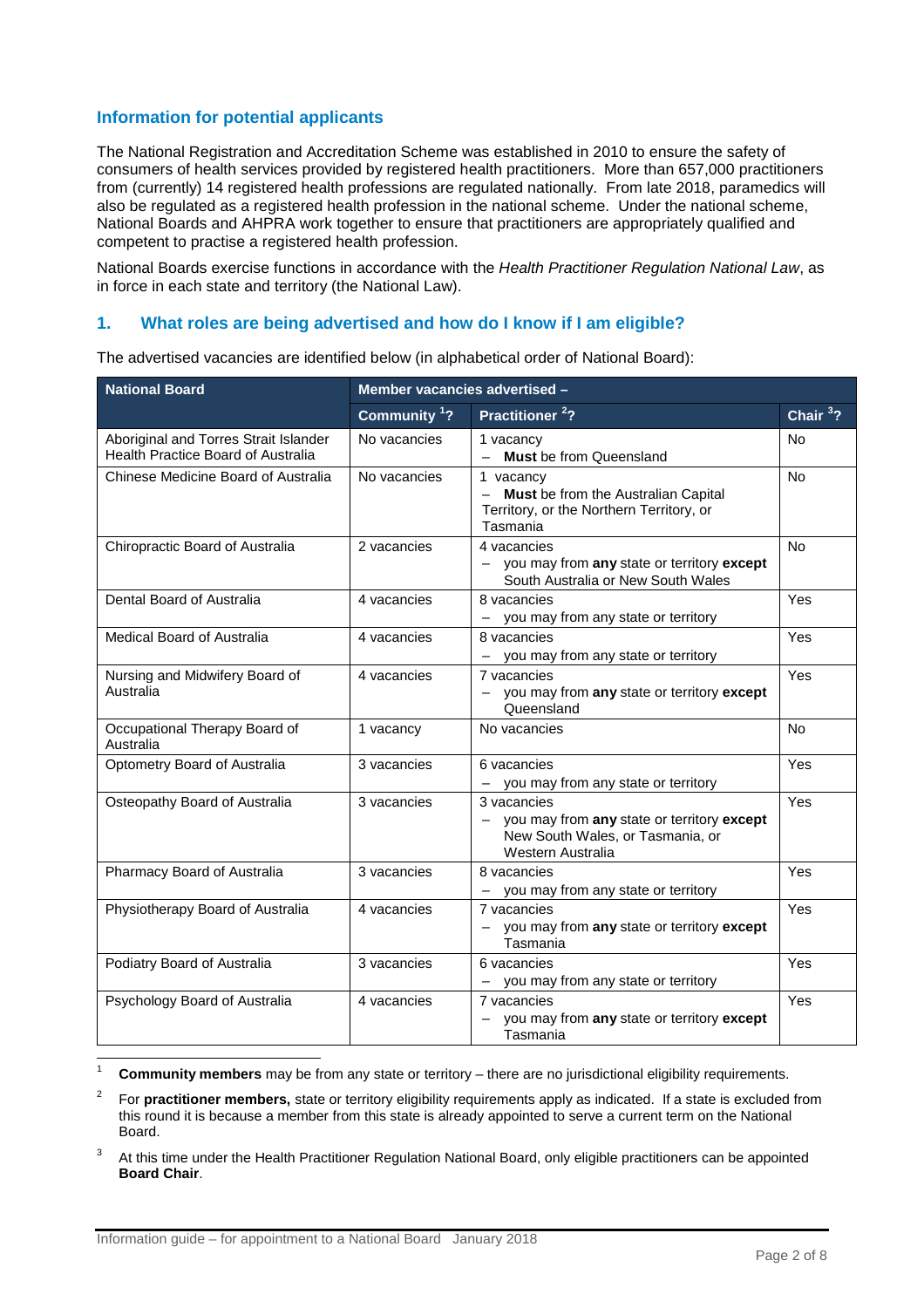## Information for potential applicants

The National Registration and Accreditation Scheme was established in 2010 to ensure the safety of consumers of health services provided by registered health practitioners. More than 657,000 practitioners from (currently) 14 registered health professions are regulated nationally. From late 2018, paramedics will also be regulated as a registered health profession in the national scheme. Under the national scheme, National Boards and AHPRA work together to ensure that practitioners are appropriately qualified and competent to practise a registered health profession.

National Boards exercise functions in accordance with the *Health Practitioner Regulation National Law*, as in force in each state and territory (the National Law).

### 1. What roles are being advertised and how do I know if I am eligible?

The advertised vacancies are identified below (in alphabetical order of National Board):

| National Board | Member vacancies advertised – | | |
|---|---|---|---|
| | Community [1]? | Practitioner [2]? | Chair [3]? |
| Aboriginal and Torres Strait Islander Health Practice Board of Australia | No vacancies | 1 vacancy<br>– **Must** be from Queensland | No |
| Chinese Medicine Board of Australia | No vacancies | 1 vacancy<br>– **Must** be from the Australian Capital Territory, or the Northern Territory, or Tasmania | No |
| Chiropractic Board of Australia | 2 vacancies | 4 vacancies<br>– you may from **any** state or territory **except** South Australia or New South Wales | No |
| Dental Board of Australia | 4 vacancies | 8 vacancies<br>– you may from any state or territory | Yes |
| Medical Board of Australia | 4 vacancies | 8 vacancies<br>– you may from any state or territory | Yes |
| Nursing and Midwifery Board of Australia | 4 vacancies | 7 vacancies<br>– you may from **any** state or territory **except** Queensland | Yes |
| Occupational Therapy Board of Australia | 1 vacancy | No vacancies | No |
| Optometry Board of Australia | 3 vacancies | 6 vacancies<br>– you may from any state or territory | Yes |
| Osteopathy Board of Australia | 3 vacancies | 3 vacancies<br>– you may from **any** state or territory **except** New South Wales, or Tasmania, or Western Australia | Yes |
| Pharmacy Board of Australia | 3 vacancies | 8 vacancies<br>– you may from any state or territory | Yes |
| Physiotherapy Board of Australia | 4 vacancies | 7 vacancies<br>– you may from **any** state or territory **except** Tasmania | Yes |
| Podiatry Board of Australia | 3 vacancies | 6 vacancies<br>– you may from any state or territory | Yes |
| Psychology Board of Australia | 4 vacancies | 7 vacancies<br>– you may from **any** state or territory **except** Tasmania | Yes |

[1] **Community members** may be from any state or territory – there are no jurisdictional eligibility requirements.

[2] For **practitioner members,** state or territory eligibility requirements apply as indicated. If a state is excluded from this round it is because a member from this state is already appointed to serve a current term on the National Board.

[3] At this time under the Health Practitioner Regulation National Board, only eligible practitioners can be appointed **Board Chair**.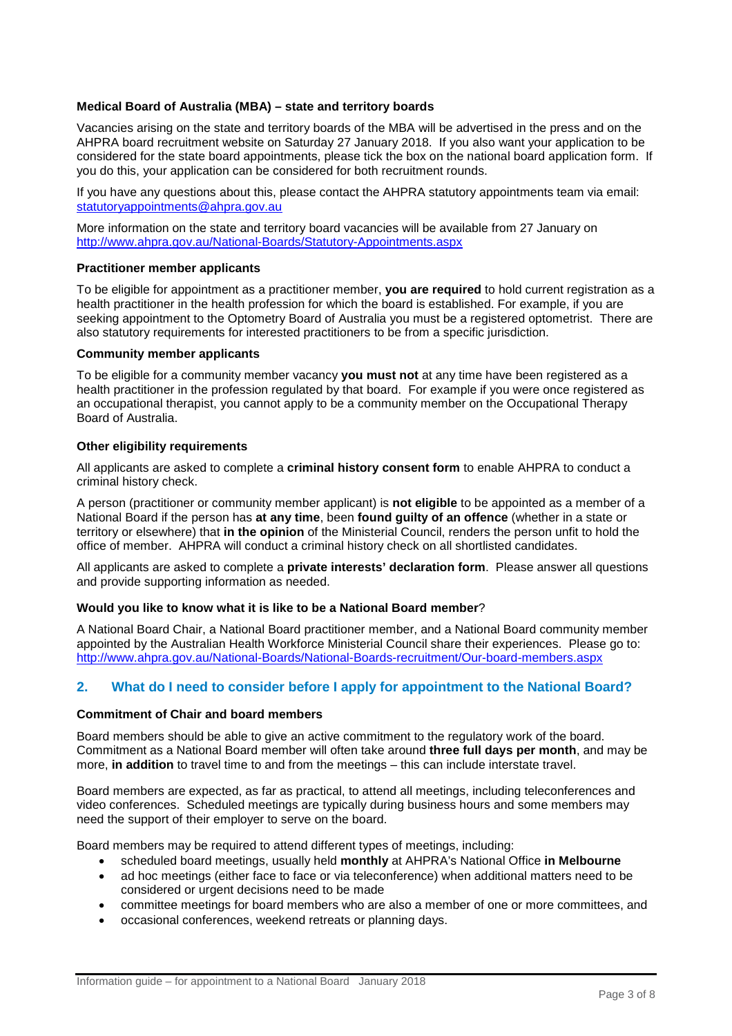**Medical Board of Australia (MBA) – state and territory boards**

Vacancies arising on the state and territory boards of the MBA will be advertised in the press and on the AHPRA board recruitment website on Saturday 27 January 2018. If you also want your application to be considered for the state board appointments, please tick the box on the national board application form. If you do this, your application can be considered for both recruitment rounds.

If you have any questions about this, please contact the AHPRA statutory appointments team via email: statutoryappointments@ahpra.gov.au

More information on the state and territory board vacancies will be available from 27 January on http://www.ahpra.gov.au/National-Boards/Statutory-Appointments.aspx

**Practitioner member applicants**

To be eligible for appointment as a practitioner member, **you are required** to hold current registration as a health practitioner in the health profession for which the board is established. For example, if you are seeking appointment to the Optometry Board of Australia you must be a registered optometrist. There are also statutory requirements for interested practitioners to be from a specific jurisdiction.

**Community member applicants**

To be eligible for a community member vacancy **you must not** at any time have been registered as a health practitioner in the profession regulated by that board. For example if you were once registered as an occupational therapist, you cannot apply to be a community member on the Occupational Therapy Board of Australia.

**Other eligibility requirements**

All applicants are asked to complete a **criminal history consent form** to enable AHPRA to conduct a criminal history check.

A person (practitioner or community member applicant) is **not eligible** to be appointed as a member of a National Board if the person has **at any time**, been **found guilty of an offence** (whether in a state or territory or elsewhere) that **in the opinion** of the Ministerial Council, renders the person unfit to hold the office of member. AHPRA will conduct a criminal history check on all shortlisted candidates.

All applicants are asked to complete a **private interests' declaration form**. Please answer all questions and provide supporting information as needed.

**Would you like to know what it is like to be a National Board member**?

A National Board Chair, a National Board practitioner member, and a National Board community member appointed by the Australian Health Workforce Ministerial Council share their experiences. Please go to: http://www.ahpra.gov.au/National-Boards/National-Boards-recruitment/Our-board-members.aspx

## 2. What do I need to consider before I apply for appointment to the National Board?

**Commitment of Chair and board members**

Board members should be able to give an active commitment to the regulatory work of the board. Commitment as a National Board member will often take around **three full days per month**, and may be more, **in addition** to travel time to and from the meetings – this can include interstate travel.

Board members are expected, as far as practical, to attend all meetings, including teleconferences and video conferences. Scheduled meetings are typically during business hours and some members may need the support of their employer to serve on the board.

Board members may be required to attend different types of meetings, including:

- scheduled board meetings, usually held **monthly** at AHPRA's National Office **in Melbourne**
- ad hoc meetings (either face to face or via teleconference) when additional matters need to be considered or urgent decisions need to be made
- committee meetings for board members who are also a member of one or more committees, and
- occasional conferences, weekend retreats or planning days.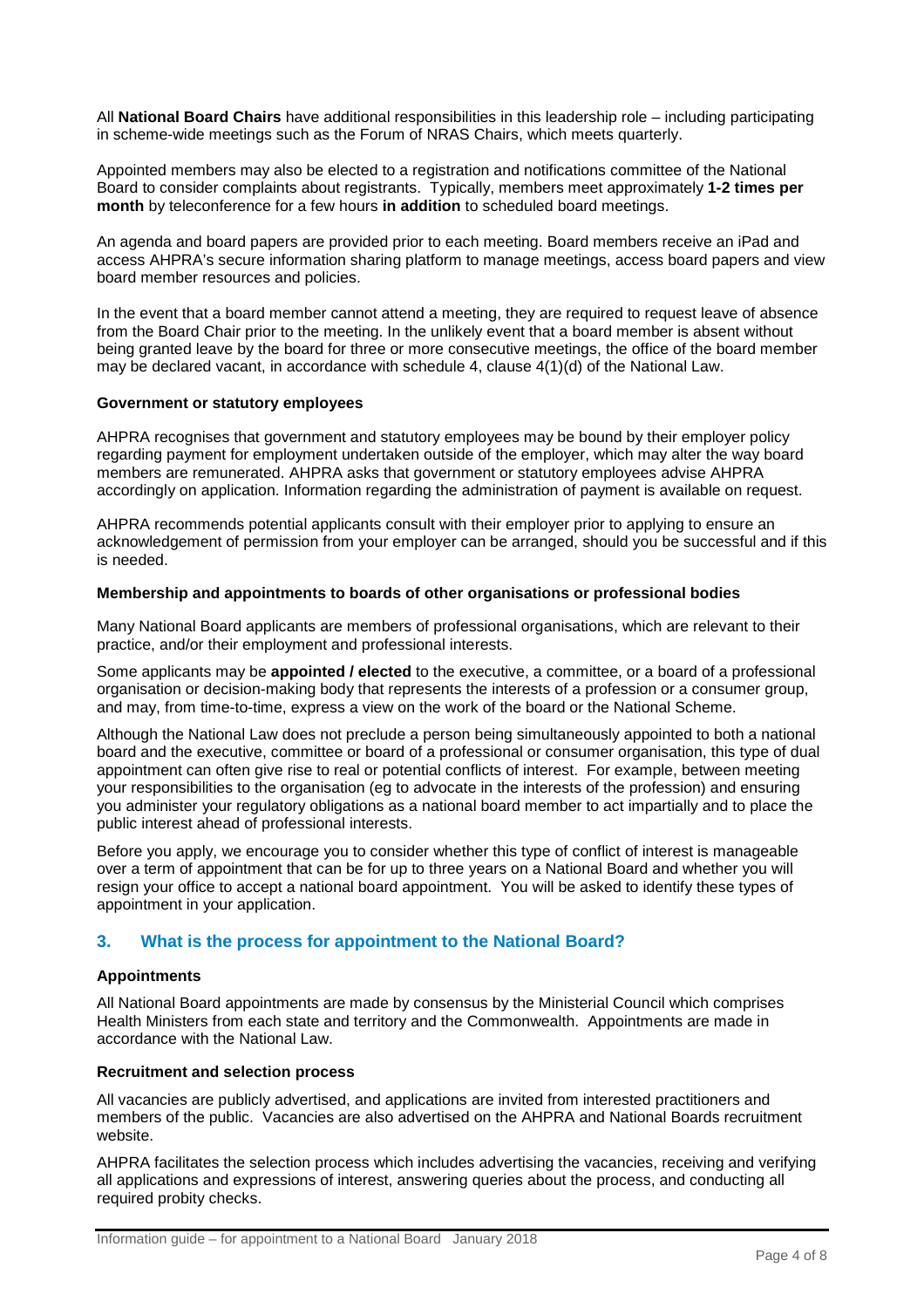All **National Board Chairs** have additional responsibilities in this leadership role – including participating in scheme-wide meetings such as the Forum of NRAS Chairs, which meets quarterly.

Appointed members may also be elected to a registration and notifications committee of the National Board to consider complaints about registrants. Typically, members meet approximately **1-2 times per month** by teleconference for a few hours **in addition** to scheduled board meetings.

An agenda and board papers are provided prior to each meeting. Board members receive an iPad and access AHPRA's secure information sharing platform to manage meetings, access board papers and view board member resources and policies.

In the event that a board member cannot attend a meeting, they are required to request leave of absence from the Board Chair prior to the meeting. In the unlikely event that a board member is absent without being granted leave by the board for three or more consecutive meetings, the office of the board member may be declared vacant, in accordance with schedule 4, clause 4(1)(d) of the National Law.

#### Government or statutory employees

AHPRA recognises that government and statutory employees may be bound by their employer policy regarding payment for employment undertaken outside of the employer, which may alter the way board members are remunerated. AHPRA asks that government or statutory employees advise AHPRA accordingly on application. Information regarding the administration of payment is available on request.

AHPRA recommends potential applicants consult with their employer prior to applying to ensure an acknowledgement of permission from your employer can be arranged, should you be successful and if this is needed.

#### Membership and appointments to boards of other organisations or professional bodies

Many National Board applicants are members of professional organisations, which are relevant to their practice, and/or their employment and professional interests.

Some applicants may be **appointed / elected** to the executive, a committee, or a board of a professional organisation or decision-making body that represents the interests of a profession or a consumer group, and may, from time-to-time, express a view on the work of the board or the National Scheme.

Although the National Law does not preclude a person being simultaneously appointed to both a national board and the executive, committee or board of a professional or consumer organisation, this type of dual appointment can often give rise to real or potential conflicts of interest. For example, between meeting your responsibilities to the organisation (eg to advocate in the interests of the profession) and ensuring you administer your regulatory obligations as a national board member to act impartially and to place the public interest ahead of professional interests.

Before you apply, we encourage you to consider whether this type of conflict of interest is manageable over a term of appointment that can be for up to three years on a National Board and whether you will resign your office to accept a national board appointment. You will be asked to identify these types of appointment in your application.

## 3. What is the process for appointment to the National Board?

#### Appointments

All National Board appointments are made by consensus by the Ministerial Council which comprises Health Ministers from each state and territory and the Commonwealth. Appointments are made in accordance with the National Law.

#### Recruitment and selection process

All vacancies are publicly advertised, and applications are invited from interested practitioners and members of the public. Vacancies are also advertised on the AHPRA and National Boards recruitment website.

AHPRA facilitates the selection process which includes advertising the vacancies, receiving and verifying all applications and expressions of interest, answering queries about the process, and conducting all required probity checks.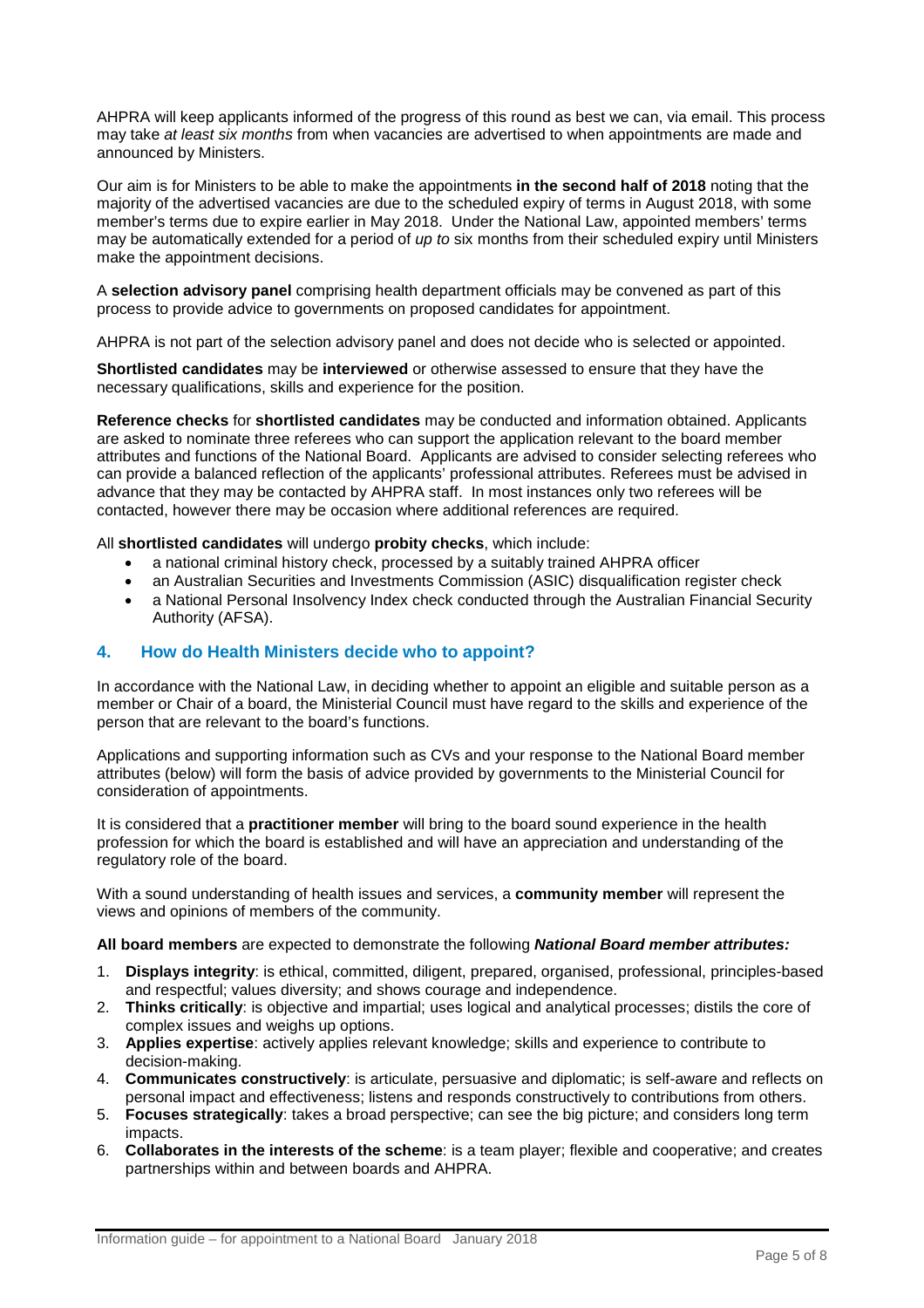AHPRA will keep applicants informed of the progress of this round as best we can, via email. This process may take *at least six months* from when vacancies are advertised to when appointments are made and announced by Ministers.

Our aim is for Ministers to be able to make the appointments **in the second half of 2018** noting that the majority of the advertised vacancies are due to the scheduled expiry of terms in August 2018, with some member's terms due to expire earlier in May 2018. Under the National Law, appointed members' terms may be automatically extended for a period of *up to* six months from their scheduled expiry until Ministers make the appointment decisions.

A **selection advisory panel** comprising health department officials may be convened as part of this process to provide advice to governments on proposed candidates for appointment.

AHPRA is not part of the selection advisory panel and does not decide who is selected or appointed.

**Shortlisted candidates** may be **interviewed** or otherwise assessed to ensure that they have the necessary qualifications, skills and experience for the position.

**Reference checks** for **shortlisted candidates** may be conducted and information obtained. Applicants are asked to nominate three referees who can support the application relevant to the board member attributes and functions of the National Board. Applicants are advised to consider selecting referees who can provide a balanced reflection of the applicants' professional attributes. Referees must be advised in advance that they may be contacted by AHPRA staff. In most instances only two referees will be contacted, however there may be occasion where additional references are required.

All **shortlisted candidates** will undergo **probity checks**, which include:

- a national criminal history check, processed by a suitably trained AHPRA officer
- an Australian Securities and Investments Commission (ASIC) disqualification register check
- a National Personal Insolvency Index check conducted through the Australian Financial Security Authority (AFSA).

## 4. How do Health Ministers decide who to appoint?

In accordance with the National Law, in deciding whether to appoint an eligible and suitable person as a member or Chair of a board, the Ministerial Council must have regard to the skills and experience of the person that are relevant to the board's functions.

Applications and supporting information such as CVs and your response to the National Board member attributes (below) will form the basis of advice provided by governments to the Ministerial Council for consideration of appointments.

It is considered that a **practitioner member** will bring to the board sound experience in the health profession for which the board is established and will have an appreciation and understanding of the regulatory role of the board.

With a sound understanding of health issues and services, a **community member** will represent the views and opinions of members of the community.

**All board members** are expected to demonstrate the following ***National Board member attributes:***

1. **Displays integrity**: is ethical, committed, diligent, prepared, organised, professional, principles-based and respectful; values diversity; and shows courage and independence.
2. **Thinks critically**: is objective and impartial; uses logical and analytical processes; distils the core of complex issues and weighs up options.
3. **Applies expertise**: actively applies relevant knowledge; skills and experience to contribute to decision-making.
4. **Communicates constructively**: is articulate, persuasive and diplomatic; is self-aware and reflects on personal impact and effectiveness; listens and responds constructively to contributions from others.
5. **Focuses strategically**: takes a broad perspective; can see the big picture; and considers long term impacts.
6. **Collaborates in the interests of the scheme**: is a team player; flexible and cooperative; and creates partnerships within and between boards and AHPRA.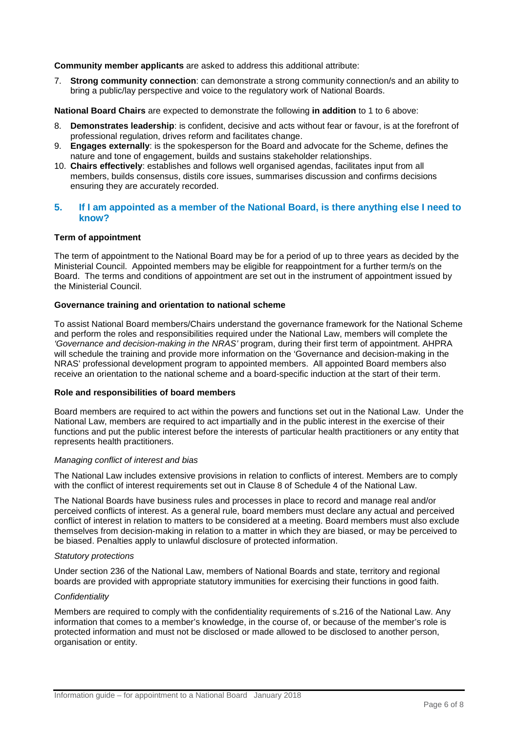**Community member applicants** are asked to address this additional attribute:

7. **Strong community connection**: can demonstrate a strong community connection/s and an ability to bring a public/lay perspective and voice to the regulatory work of National Boards.

**National Board Chairs** are expected to demonstrate the following **in addition** to 1 to 6 above:

8. **Demonstrates leadership**: is confident, decisive and acts without fear or favour, is at the forefront of professional regulation, drives reform and facilitates change.
9. **Engages externally**: is the spokesperson for the Board and advocate for the Scheme, defines the nature and tone of engagement, builds and sustains stakeholder relationships.
10. **Chairs effectively**: establishes and follows well organised agendas, facilitates input from all members, builds consensus, distils core issues, summarises discussion and confirms decisions ensuring they are accurately recorded.

## 5. If I am appointed as a member of the National Board, is there anything else I need to know?

**Term of appointment**

The term of appointment to the National Board may be for a period of up to three years as decided by the Ministerial Council. Appointed members may be eligible for reappointment for a further term/s on the Board. The terms and conditions of appointment are set out in the instrument of appointment issued by the Ministerial Council.

**Governance training and orientation to national scheme**

To assist National Board members/Chairs understand the governance framework for the National Scheme and perform the roles and responsibilities required under the National Law, members will complete the *'Governance and decision-making in the NRAS'* program, during their first term of appointment. AHPRA will schedule the training and provide more information on the 'Governance and decision-making in the NRAS' professional development program to appointed members. All appointed Board members also receive an orientation to the national scheme and a board-specific induction at the start of their term.

**Role and responsibilities of board members**

Board members are required to act within the powers and functions set out in the National Law. Under the National Law, members are required to act impartially and in the public interest in the exercise of their functions and put the public interest before the interests of particular health practitioners or any entity that represents health practitioners.

*Managing conflict of interest and bias*

The National Law includes extensive provisions in relation to conflicts of interest. Members are to comply with the conflict of interest requirements set out in Clause 8 of Schedule 4 of the National Law.

The National Boards have business rules and processes in place to record and manage real and/or perceived conflicts of interest. As a general rule, board members must declare any actual and perceived conflict of interest in relation to matters to be considered at a meeting. Board members must also exclude themselves from decision-making in relation to a matter in which they are biased, or may be perceived to be biased. Penalties apply to unlawful disclosure of protected information.

*Statutory protections*

Under section 236 of the National Law, members of National Boards and state, territory and regional boards are provided with appropriate statutory immunities for exercising their functions in good faith.

*Confidentiality*

Members are required to comply with the confidentiality requirements of s.216 of the National Law. Any information that comes to a member's knowledge, in the course of, or because of the member's role is protected information and must not be disclosed or made allowed to be disclosed to another person, organisation or entity.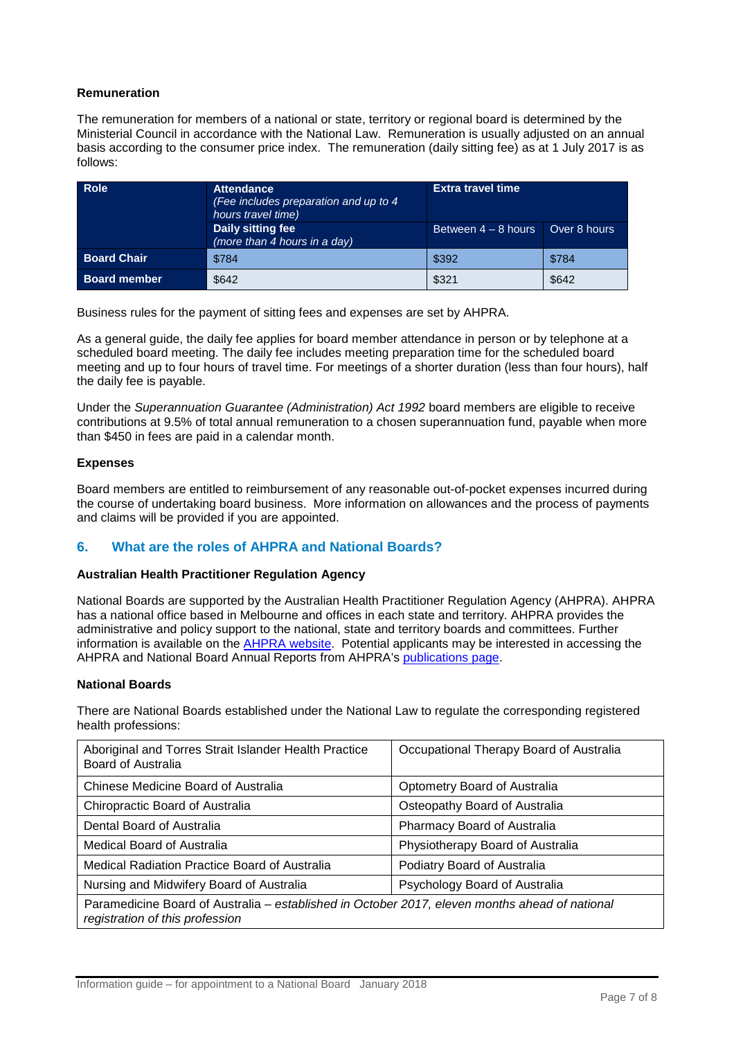**Remuneration**

The remuneration for members of a national or state, territory or regional board is determined by the Ministerial Council in accordance with the National Law. Remuneration is usually adjusted on an annual basis according to the consumer price index. The remuneration (daily sitting fee) as at 1 July 2017 is as follows:

| Role | **Attendance** *(Fee includes preparation and up to 4 hours travel time)* | Extra travel time | |
|---|---|---|---|
| | **Daily sitting fee** *(more than 4 hours in a day)* | Between 4 – 8 hours | Over 8 hours |
| **Board Chair** | $784 | $392 | $784 |
| **Board member** | $642 | $321 | $642 |

Business rules for the payment of sitting fees and expenses are set by AHPRA.

As a general guide, the daily fee applies for board member attendance in person or by telephone at a scheduled board meeting. The daily fee includes meeting preparation time for the scheduled board meeting and up to four hours of travel time. For meetings of a shorter duration (less than four hours), half the daily fee is payable.

Under the *Superannuation Guarantee (Administration) Act 1992* board members are eligible to receive contributions at 9.5% of total annual remuneration to a chosen superannuation fund, payable when more than $450 in fees are paid in a calendar month.

**Expenses**

Board members are entitled to reimbursement of any reasonable out-of-pocket expenses incurred during the course of undertaking board business. More information on allowances and the process of payments and claims will be provided if you are appointed.

## 6. What are the roles of AHPRA and National Boards?

**Australian Health Practitioner Regulation Agency**

National Boards are supported by the Australian Health Practitioner Regulation Agency (AHPRA). AHPRA has a national office based in Melbourne and offices in each state and territory. AHPRA provides the administrative and policy support to the national, state and territory boards and committees. Further information is available on the AHPRA website. Potential applicants may be interested in accessing the AHPRA and National Board Annual Reports from AHPRA's publications page.

**National Boards**

There are National Boards established under the National Law to regulate the corresponding registered health professions:

| | |
|---|---|
| Aboriginal and Torres Strait Islander Health Practice Board of Australia | Occupational Therapy Board of Australia |
| Chinese Medicine Board of Australia | Optometry Board of Australia |
| Chiropractic Board of Australia | Osteopathy Board of Australia |
| Dental Board of Australia | Pharmacy Board of Australia |
| Medical Board of Australia | Physiotherapy Board of Australia |
| Medical Radiation Practice Board of Australia | Podiatry Board of Australia |
| Nursing and Midwifery Board of Australia | Psychology Board of Australia |
| Paramedicine Board of Australia – *established in October 2017, eleven months ahead of national registration of this profession* | |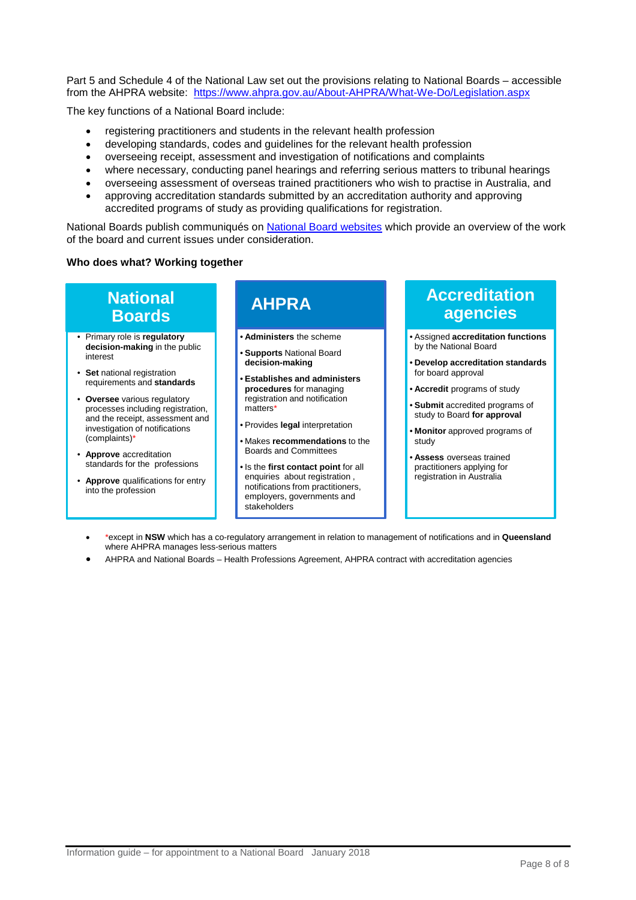Part 5 and Schedule 4 of the National Law set out the provisions relating to National Boards – accessible from the AHPRA website: [https://www.ahpra.gov.au/About-AHPRA/What-We-Do/Legislation.aspx](https://www.ahpra.gov.au/About-AHPRA/What-We-Do/Legislation.aspx)

The key functions of a National Board include:

- registering practitioners and students in the relevant health profession
- developing standards, codes and guidelines for the relevant health profession
- overseeing receipt, assessment and investigation of notifications and complaints
- where necessary, conducting panel hearings and referring serious matters to tribunal hearings
- overseeing assessment of overseas trained practitioners who wish to practise in Australia, and
- approving accreditation standards submitted by an accreditation authority and approving accredited programs of study as providing qualifications for registration.

National Boards publish communiqués on National Board websites which provide an overview of the work of the board and current issues under consideration.

**Who does what? Working together**

## National Boards

- Primary role is **regulatory decision-making** in the public interest
- **Set** national registration requirements and **standards**
- **Oversee** various regulatory processes including registration, and the receipt, assessment and investigation of notifications (complaints)*
- **Approve** accreditation standards for the professions
- **Approve** qualifications for entry into the profession

## AHPRA

- **Administers** the scheme
- **Supports** National Board **decision-making**
- **Establishes and administers procedures** for managing registration and notification matters*
- Provides **legal** interpretation
- Makes **recommendations** to the Boards and Committees
- Is the **first contact point** for all enquiries about registration, notifications from practitioners, employers, governments and stakeholders

## Accreditation agencies

- Assigned **accreditation functions** by the National Board
- **Develop accreditation standards** for board approval
- **Accredit** programs of study
- **Submit** accredited programs of study to Board **for approval**
- **Monitor** approved programs of study
- **Assess** overseas trained practitioners applying for registration in Australia

- *except in **NSW** which has a co-regulatory arrangement in relation to management of notifications and in **Queensland** where AHPRA manages less-serious matters
- AHPRA and National Boards – Health Professions Agreement, AHPRA contract with accreditation agencies